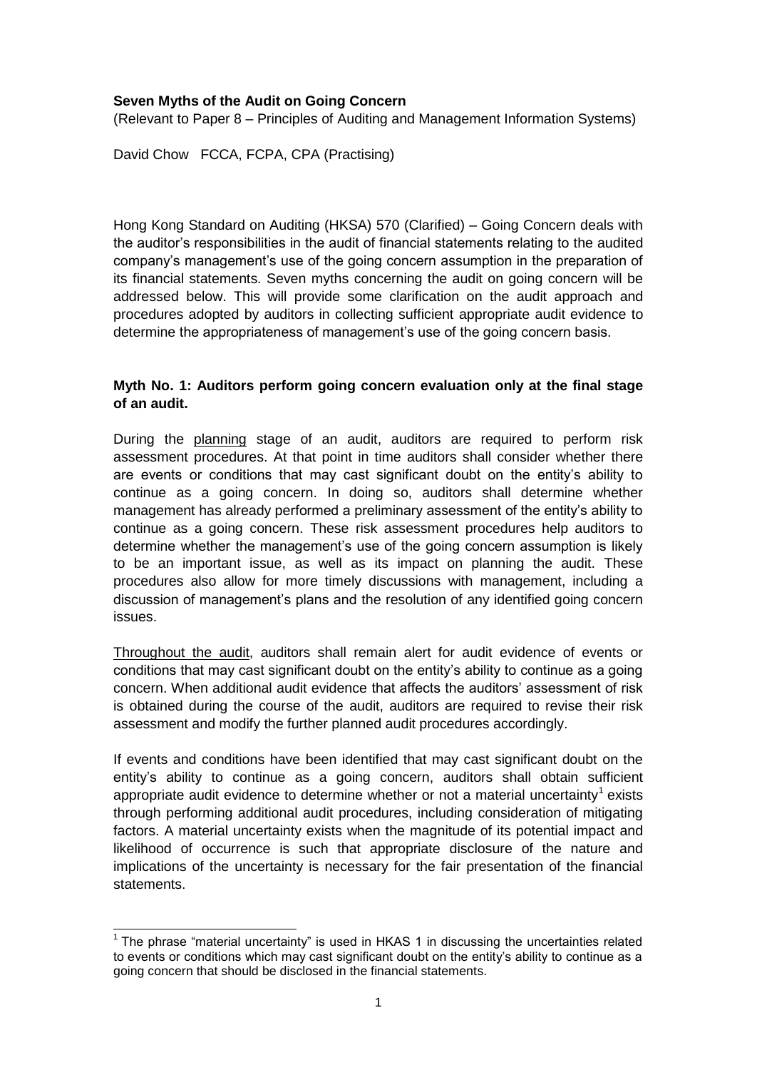**Seven Myths of the Audit on Going Concern**

(Relevant to Paper 8 – Principles of Auditing and Management Information Systems)

David Chow FCCA, FCPA, CPA (Practising)

Hong Kong Standard on Auditing (HKSA) 570 (Clarified) – Going Concern deals with the auditor's responsibilities in the audit of financial statements relating to the audited company's management's use of the going concern assumption in the preparation of its financial statements. Seven myths concerning the audit on going concern will be addressed below. This will provide some clarification on the audit approach and procedures adopted by auditors in collecting sufficient appropriate audit evidence to determine the appropriateness of management's use of the going concern basis.

**Myth No. 1: Auditors perform going concern evaluation only at the final stage of an audit.**

During the planning stage of an audit, auditors are required to perform risk assessment procedures. At that point in time auditors shall consider whether there are events or conditions that may cast significant doubt on the entity's ability to continue as a going concern. In doing so, auditors shall determine whether management has already performed a preliminary assessment of the entity's ability to continue as a going concern. These risk assessment procedures help auditors to determine whether the management's use of the going concern assumption is likely to be an important issue, as well as its impact on planning the audit. These procedures also allow for more timely discussions with management, including a discussion of management's plans and the resolution of any identified going concern issues.

Throughout the audit, auditors shall remain alert for audit evidence of events or conditions that may cast significant doubt on the entity's ability to continue as a going concern. When additional audit evidence that affects the auditors' assessment of risk is obtained during the course of the audit, auditors are required to revise their risk assessment and modify the further planned audit procedures accordingly.

If events and conditions have been identified that may cast significant doubt on the entity's ability to continue as a going concern, auditors shall obtain sufficient appropriate audit evidence to determine whether or not a material uncertainty[1] exists through performing additional audit procedures, including consideration of mitigating factors. A material uncertainty exists when the magnitude of its potential impact and likelihood of occurrence is such that appropriate disclosure of the nature and implications of the uncertainty is necessary for the fair presentation of the financial statements.

[1] The phrase "material uncertainty" is used in HKAS 1 in discussing the uncertainties related to events or conditions which may cast significant doubt on the entity's ability to continue as a going concern that should be disclosed in the financial statements.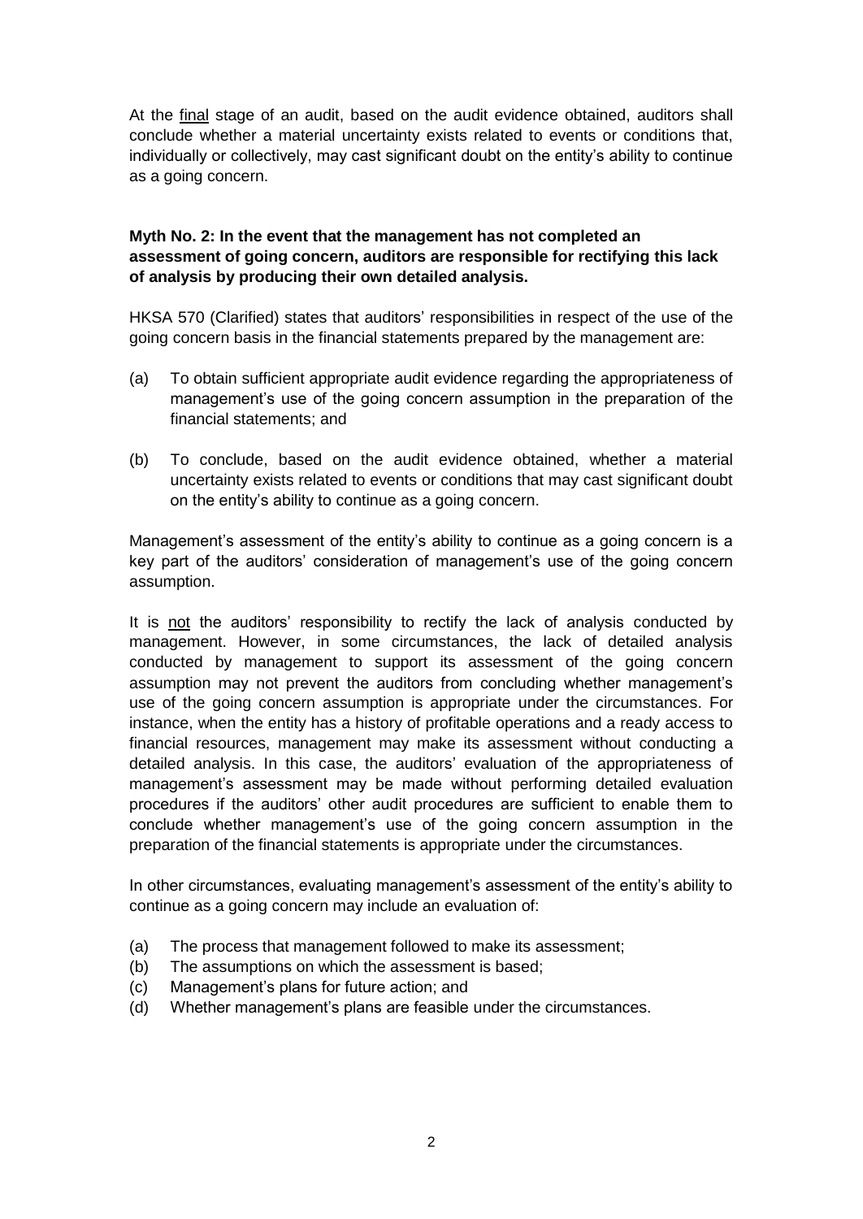At the final stage of an audit, based on the audit evidence obtained, auditors shall conclude whether a material uncertainty exists related to events or conditions that, individually or collectively, may cast significant doubt on the entity's ability to continue as a going concern.

**Myth No. 2: In the event that the management has not completed an assessment of going concern, auditors are responsible for rectifying this lack of analysis by producing their own detailed analysis.**

HKSA 570 (Clarified) states that auditors' responsibilities in respect of the use of the going concern basis in the financial statements prepared by the management are:

(a) To obtain sufficient appropriate audit evidence regarding the appropriateness of management's use of the going concern assumption in the preparation of the financial statements; and

(b) To conclude, based on the audit evidence obtained, whether a material uncertainty exists related to events or conditions that may cast significant doubt on the entity's ability to continue as a going concern.

Management's assessment of the entity's ability to continue as a going concern is a key part of the auditors' consideration of management's use of the going concern assumption.

It is not the auditors' responsibility to rectify the lack of analysis conducted by management. However, in some circumstances, the lack of detailed analysis conducted by management to support its assessment of the going concern assumption may not prevent the auditors from concluding whether management's use of the going concern assumption is appropriate under the circumstances. For instance, when the entity has a history of profitable operations and a ready access to financial resources, management may make its assessment without conducting a detailed analysis. In this case, the auditors' evaluation of the appropriateness of management's assessment may be made without performing detailed evaluation procedures if the auditors' other audit procedures are sufficient to enable them to conclude whether management's use of the going concern assumption in the preparation of the financial statements is appropriate under the circumstances.

In other circumstances, evaluating management's assessment of the entity's ability to continue as a going concern may include an evaluation of:

(a) The process that management followed to make its assessment;
(b) The assumptions on which the assessment is based;
(c) Management's plans for future action; and
(d) Whether management's plans are feasible under the circumstances.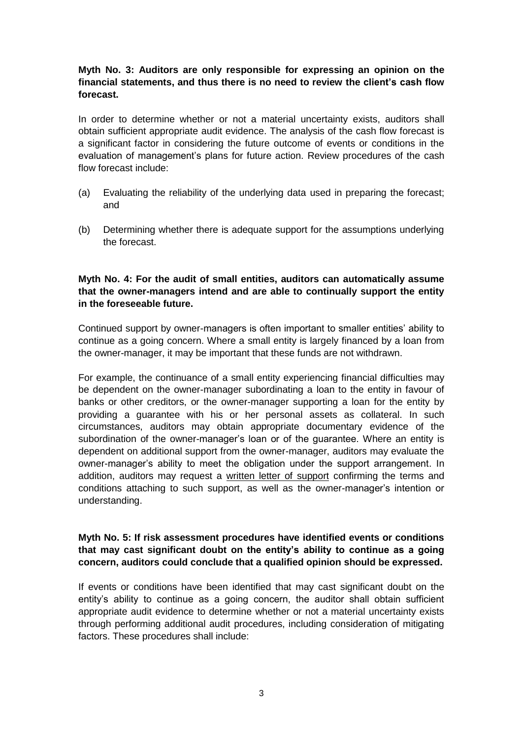**Myth No. 3: Auditors are only responsible for expressing an opinion on the financial statements, and thus there is no need to review the client's cash flow forecast.**

In order to determine whether or not a material uncertainty exists, auditors shall obtain sufficient appropriate audit evidence. The analysis of the cash flow forecast is a significant factor in considering the future outcome of events or conditions in the evaluation of management's plans for future action. Review procedures of the cash flow forecast include:

(a) Evaluating the reliability of the underlying data used in preparing the forecast; and

(b) Determining whether there is adequate support for the assumptions underlying the forecast.

**Myth No. 4: For the audit of small entities, auditors can automatically assume that the owner-managers intend and are able to continually support the entity in the foreseeable future.**

Continued support by owner-managers is often important to smaller entities' ability to continue as a going concern. Where a small entity is largely financed by a loan from the owner-manager, it may be important that these funds are not withdrawn.

For example, the continuance of a small entity experiencing financial difficulties may be dependent on the owner-manager subordinating a loan to the entity in favour of banks or other creditors, or the owner-manager supporting a loan for the entity by providing a guarantee with his or her personal assets as collateral. In such circumstances, auditors may obtain appropriate documentary evidence of the subordination of the owner-manager's loan or of the guarantee. Where an entity is dependent on additional support from the owner-manager, auditors may evaluate the owner-manager's ability to meet the obligation under the support arrangement. In addition, auditors may request a <u>written letter of support</u> confirming the terms and conditions attaching to such support, as well as the owner-manager's intention or understanding.

**Myth No. 5: If risk assessment procedures have identified events or conditions that may cast significant doubt on the entity's ability to continue as a going concern, auditors could conclude that a qualified opinion should be expressed.**

If events or conditions have been identified that may cast significant doubt on the entity's ability to continue as a going concern, the auditor shall obtain sufficient appropriate audit evidence to determine whether or not a material uncertainty exists through performing additional audit procedures, including consideration of mitigating factors. These procedures shall include: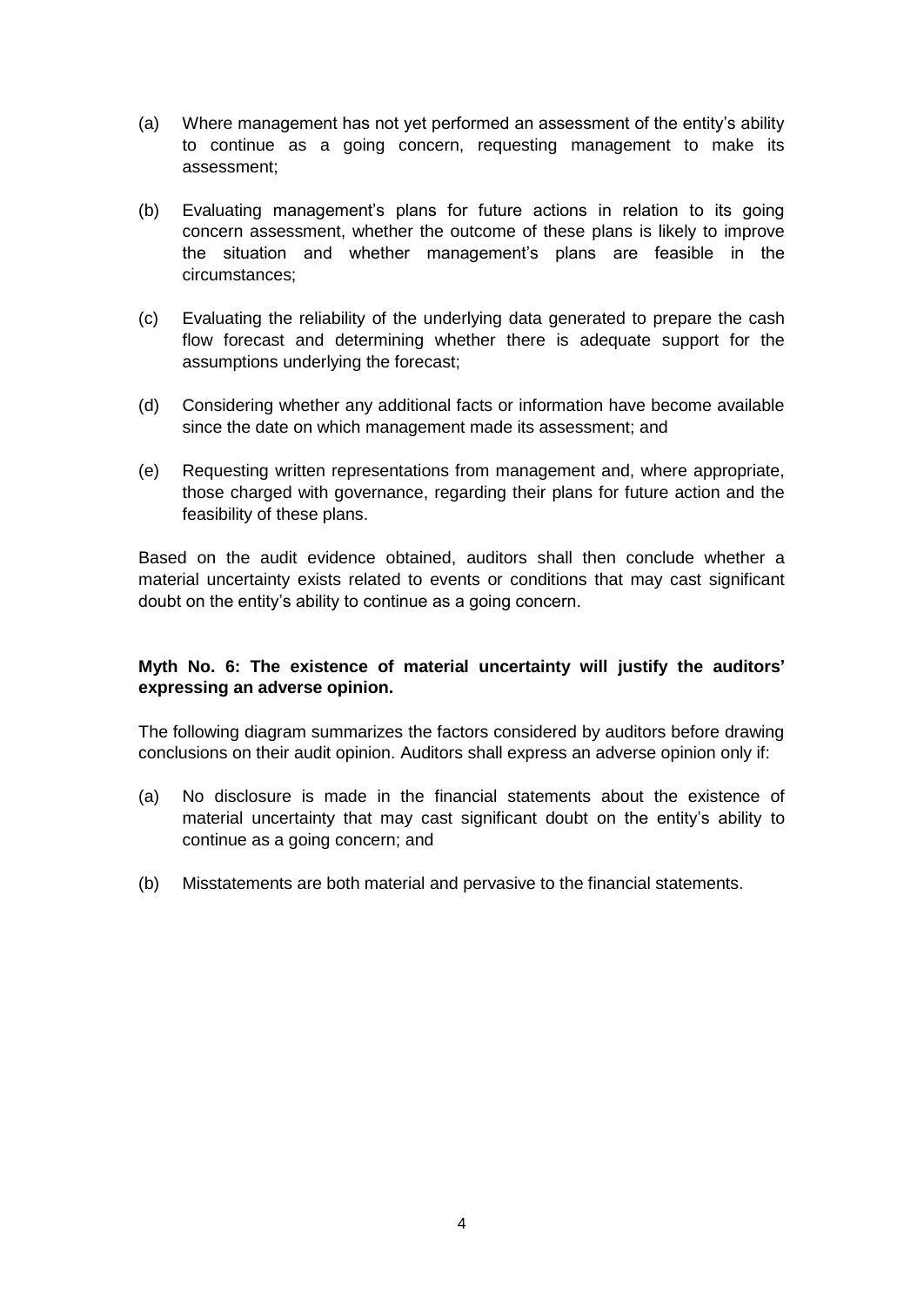(a) Where management has not yet performed an assessment of the entity's ability to continue as a going concern, requesting management to make its assessment;

(b) Evaluating management's plans for future actions in relation to its going concern assessment, whether the outcome of these plans is likely to improve the situation and whether management's plans are feasible in the circumstances;

(c) Evaluating the reliability of the underlying data generated to prepare the cash flow forecast and determining whether there is adequate support for the assumptions underlying the forecast;

(d) Considering whether any additional facts or information have become available since the date on which management made its assessment; and

(e) Requesting written representations from management and, where appropriate, those charged with governance, regarding their plans for future action and the feasibility of these plans.

Based on the audit evidence obtained, auditors shall then conclude whether a material uncertainty exists related to events or conditions that may cast significant doubt on the entity's ability to continue as a going concern.

**Myth No. 6: The existence of material uncertainty will justify the auditors' expressing an adverse opinion.**

The following diagram summarizes the factors considered by auditors before drawing conclusions on their audit opinion. Auditors shall express an adverse opinion only if:

(a) No disclosure is made in the financial statements about the existence of material uncertainty that may cast significant doubt on the entity's ability to continue as a going concern; and

(b) Misstatements are both material and pervasive to the financial statements.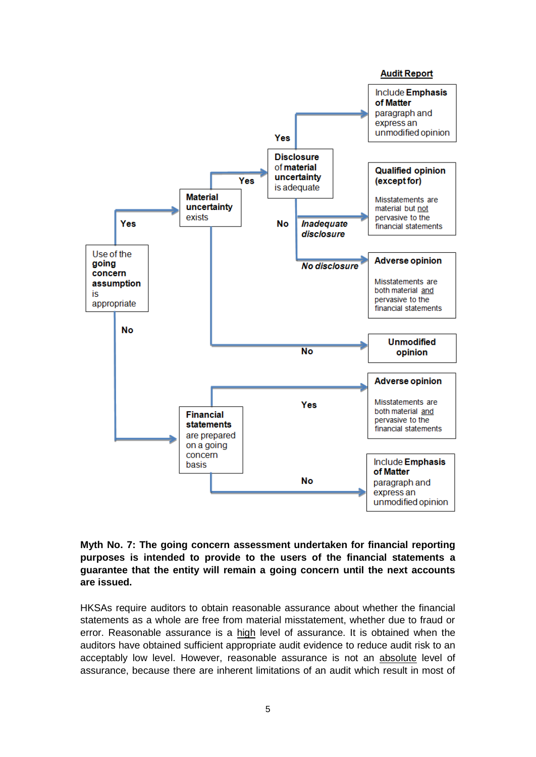**Audit Report**

Use of the **going concern assumption** is appropriate

- **Yes** → **Material uncertainty** exists
  - **Yes** → **Disclosure** of **material uncertainty** is adequate
    - **Yes** → Include **Emphasis of Matter** paragraph and express an unmodified opinion
    - **No**
      - *Inadequate disclosure* → **Qualified opinion (except for)** — Misstatements are material but not pervasive to the financial statements
      - *No disclosure* → **Adverse opinion** — Misstatements are both material and pervasive to the financial statements
  - **No** → **Unmodified opinion**
- **No** → **Financial statements** are prepared on a going concern basis
  - **Yes** → **Adverse opinion** — Misstatements are both material and pervasive to the financial statements
  - **No** → Include **Emphasis of Matter** paragraph and express an unmodified opinion

**Myth No. 7: The going concern assessment undertaken for financial reporting purposes is intended to provide to the users of the financial statements a guarantee that the entity will remain a going concern until the next accounts are issued.**

HKSAs require auditors to obtain reasonable assurance about whether the financial statements as a whole are free from material misstatement, whether due to fraud or error. Reasonable assurance is a high level of assurance. It is obtained when the auditors have obtained sufficient appropriate audit evidence to reduce audit risk to an acceptably low level. However, reasonable assurance is not an absolute level of assurance, because there are inherent limitations of an audit which result in most of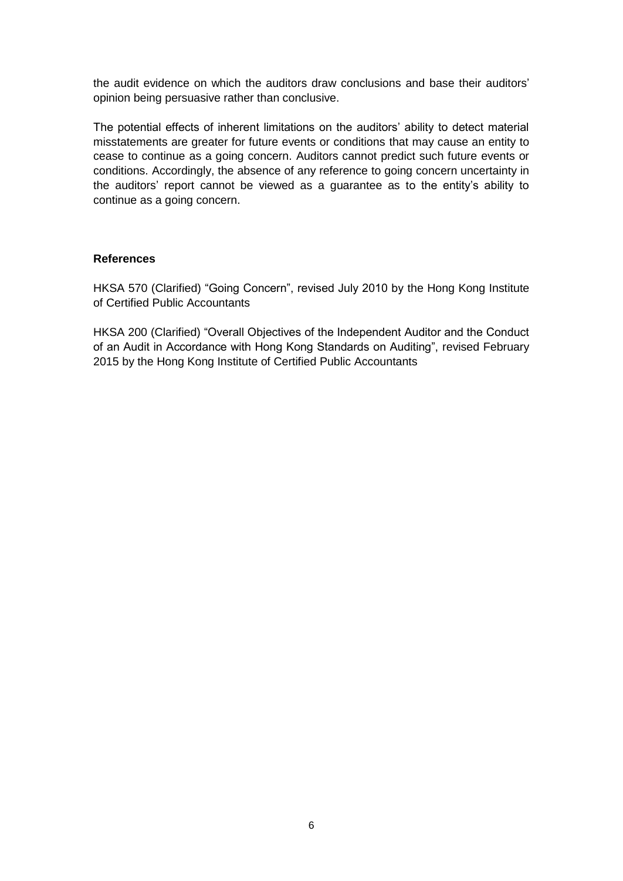the audit evidence on which the auditors draw conclusions and base their auditors' opinion being persuasive rather than conclusive.

The potential effects of inherent limitations on the auditors' ability to detect material misstatements are greater for future events or conditions that may cause an entity to cease to continue as a going concern. Auditors cannot predict such future events or conditions. Accordingly, the absence of any reference to going concern uncertainty in the auditors' report cannot be viewed as a guarantee as to the entity's ability to continue as a going concern.

**References**

HKSA 570 (Clarified) "Going Concern", revised July 2010 by the Hong Kong Institute of Certified Public Accountants

HKSA 200 (Clarified) "Overall Objectives of the Independent Auditor and the Conduct of an Audit in Accordance with Hong Kong Standards on Auditing", revised February 2015 by the Hong Kong Institute of Certified Public Accountants